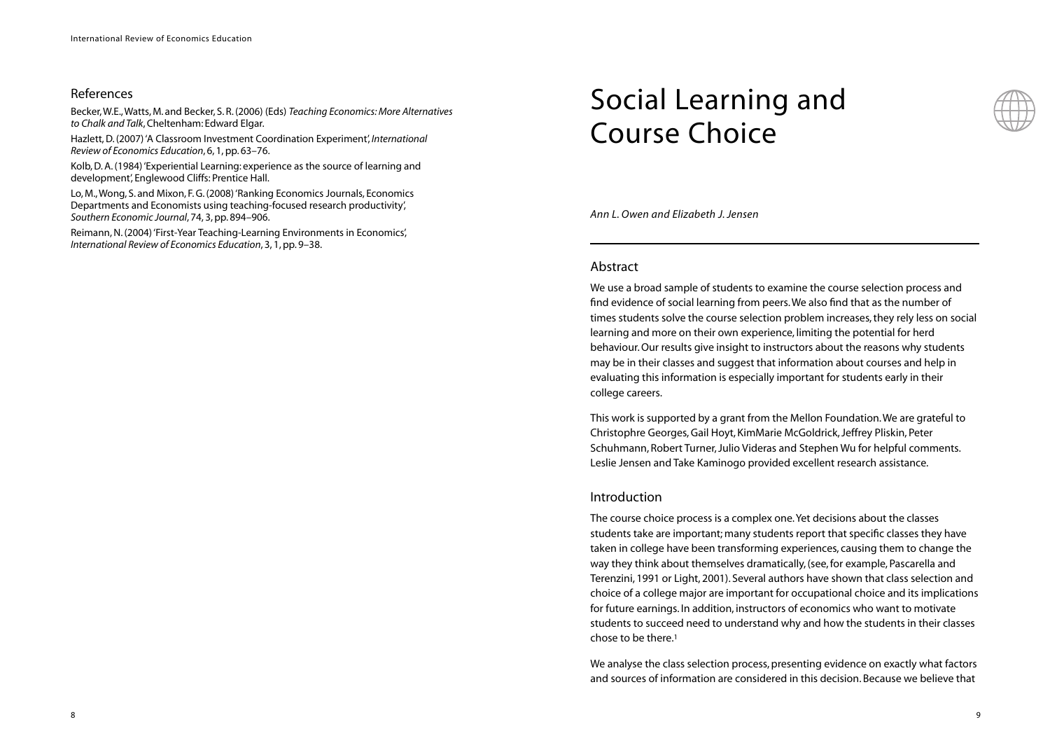## References

Becker, W.E., Watts, M. and Becker, S. R. (2006) (Eds) *Teaching Economics: More Alternatives to Chalk and Talk*, Cheltenham: Edward Elgar.

Hazlett, D. (2007) 'A Classroom Investment Coordination Experiment', *International Review of Economics Education*, 6, 1, pp. 63–76.

Kolb, D. A. (1984) 'Experiential Learning: experience as the source of learning and development', Englewood Cliffs: Prentice Hall.

Lo, M., Wong, S. and Mixon, F. G. (2008) 'Ranking Economics Journals, Economics Departments and Economists using teaching-focused research productivity', *Southern Economic Journal*, 74, 3, pp. 894–906.

Reimann, N. (2004) 'First-Year Teaching-Learning Environments in Economics', *International Review of Economics Education*, 3, 1, pp. 9–38.

# Social Learning and Course Choice

*Ann L. Owen and Elizabeth J. Jensen*

## Abstract

We use a broad sample of students to examine the course selection process and find evidence of social learning from peers. We also find that as the number of times students solve the course selection problem increases, they rely less on social learning and more on their own experience, limiting the potential for herd behaviour. Our results give insight to instructors about the reasons why students may be in their classes and suggest that information about courses and help in evaluating this information is especially important for students early in their college careers.

This work is supported by a grant from the Mellon Foundation. We are grateful to Christophre Georges, Gail Hoyt, KimMarie McGoldrick, Jeffrey Pliskin, Peter Schuhmann, Robert Turner, Julio Videras and Stephen Wu for helpful comments. Leslie Jensen and Take Kaminogo provided excellent research assistance.

## Introduction

The course choice process is a complex one. Yet decisions about the classes students take are important; many students report that specific classes they have taken in college have been transforming experiences, causing them to change the way they think about themselves dramatically, (see, for example, Pascarella and Terenzini, 1991 or Light, 2001). Several authors have shown that class selection and choice of a college major are important for occupational choice and its implications for future earnings. In addition, instructors of economics who want to motivate students to succeed need to understand why and how the students in their classes chose to be there.[1]

We analyse the class selection process, presenting evidence on exactly what factors and sources of information are considered in this decision. Because we believe that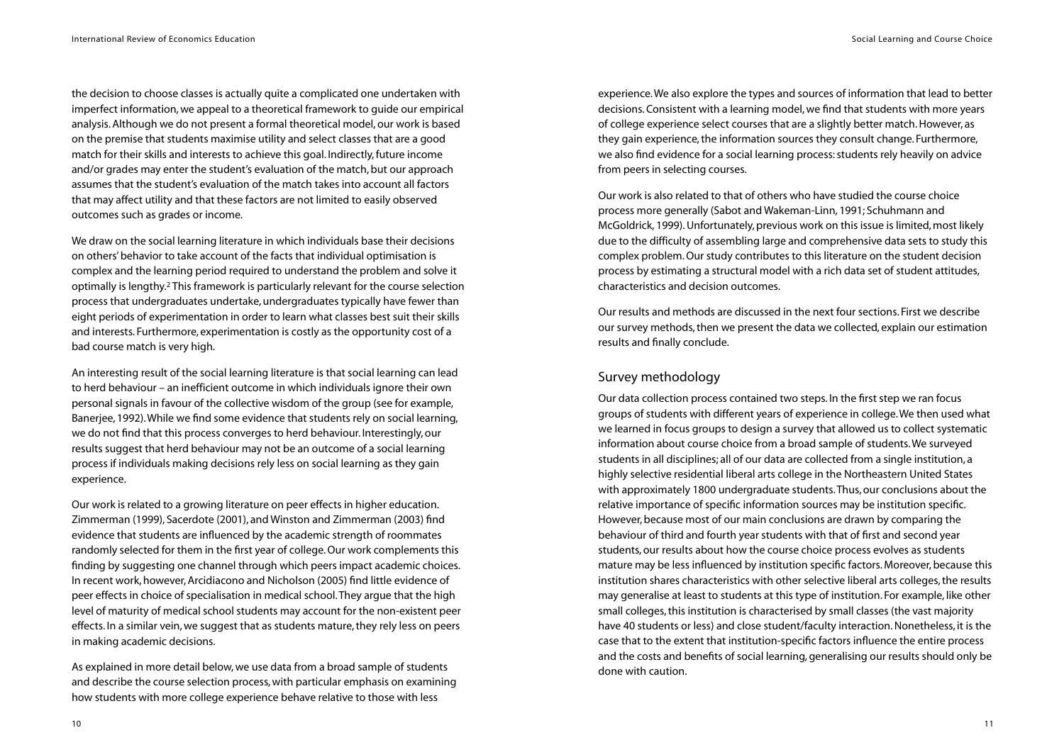the decision to choose classes is actually quite a complicated one undertaken with imperfect information, we appeal to a theoretical framework to guide our empirical analysis. Although we do not present a formal theoretical model, our work is based on the premise that students maximise utility and select classes that are a good match for their skills and interests to achieve this goal. Indirectly, future income and/or grades may enter the student's evaluation of the match, but our approach assumes that the student's evaluation of the match takes into account all factors that may affect utility and that these factors are not limited to easily observed outcomes such as grades or income.

We draw on the social learning literature in which individuals base their decisions on others' behavior to take account of the facts that individual optimisation is complex and the learning period required to understand the problem and solve it optimally is lengthy.[2] This framework is particularly relevant for the course selection process that undergraduates undertake, undergraduates typically have fewer than eight periods of experimentation in order to learn what classes best suit their skills and interests. Furthermore, experimentation is costly as the opportunity cost of a bad course match is very high.

An interesting result of the social learning literature is that social learning can lead to herd behaviour – an inefficient outcome in which individuals ignore their own personal signals in favour of the collective wisdom of the group (see for example, Banerjee, 1992). While we find some evidence that students rely on social learning, we do not find that this process converges to herd behaviour. Interestingly, our results suggest that herd behaviour may not be an outcome of a social learning process if individuals making decisions rely less on social learning as they gain experience.

Our work is related to a growing literature on peer effects in higher education. Zimmerman (1999), Sacerdote (2001), and Winston and Zimmerman (2003) find evidence that students are influenced by the academic strength of roommates randomly selected for them in the first year of college. Our work complements this finding by suggesting one channel through which peers impact academic choices. In recent work, however, Arcidiacono and Nicholson (2005) find little evidence of peer effects in choice of specialisation in medical school. They argue that the high level of maturity of medical school students may account for the non-existent peer effects. In a similar vein, we suggest that as students mature, they rely less on peers in making academic decisions.

As explained in more detail below, we use data from a broad sample of students and describe the course selection process, with particular emphasis on examining how students with more college experience behave relative to those with less experience. We also explore the types and sources of information that lead to better decisions. Consistent with a learning model, we find that students with more years of college experience select courses that are a slightly better match. However, as they gain experience, the information sources they consult change. Furthermore, we also find evidence for a social learning process: students rely heavily on advice from peers in selecting courses.

Our work is also related to that of others who have studied the course choice process more generally (Sabot and Wakeman-Linn, 1991; Schuhmann and McGoldrick, 1999). Unfortunately, previous work on this issue is limited, most likely due to the difficulty of assembling large and comprehensive data sets to study this complex problem. Our study contributes to this literature on the student decision process by estimating a structural model with a rich data set of student attitudes, characteristics and decision outcomes.

Our results and methods are discussed in the next four sections. First we describe our survey methods, then we present the data we collected, explain our estimation results and finally conclude.

## Survey methodology

Our data collection process contained two steps. In the first step we ran focus groups of students with different years of experience in college. We then used what we learned in focus groups to design a survey that allowed us to collect systematic information about course choice from a broad sample of students. We surveyed students in all disciplines; all of our data are collected from a single institution, a highly selective residential liberal arts college in the Northeastern United States with approximately 1800 undergraduate students. Thus, our conclusions about the relative importance of specific information sources may be institution specific. However, because most of our main conclusions are drawn by comparing the behaviour of third and fourth year students with that of first and second year students, our results about how the course choice process evolves as students mature may be less influenced by institution specific factors. Moreover, because this institution shares characteristics with other selective liberal arts colleges, the results may generalise at least to students at this type of institution. For example, like other small colleges, this institution is characterised by small classes (the vast majority have 40 students or less) and close student/faculty interaction. Nonetheless, it is the case that to the extent that institution-specific factors influence the entire process and the costs and benefits of social learning, generalising our results should only be done with caution.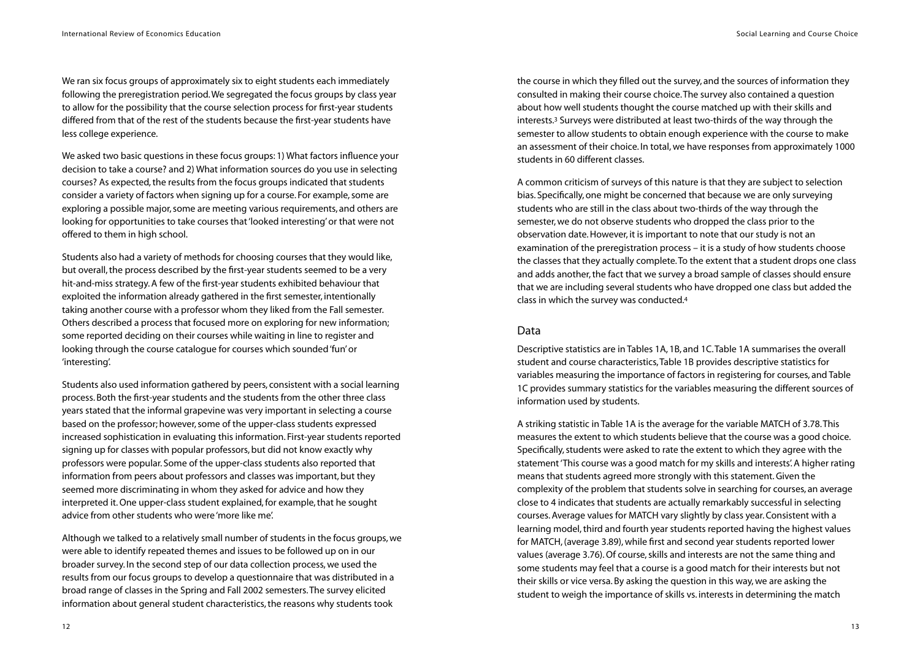We ran six focus groups of approximately six to eight students each immediately following the preregistration period. We segregated the focus groups by class year to allow for the possibility that the course selection process for first-year students differed from that of the rest of the students because the first-year students have less college experience.

We asked two basic questions in these focus groups: 1) What factors influence your decision to take a course? and 2) What information sources do you use in selecting courses? As expected, the results from the focus groups indicated that students consider a variety of factors when signing up for a course. For example, some are exploring a possible major, some are meeting various requirements, and others are looking for opportunities to take courses that 'looked interesting' or that were not offered to them in high school.

Students also had a variety of methods for choosing courses that they would like, but overall, the process described by the first-year students seemed to be a very hit-and-miss strategy. A few of the first-year students exhibited behaviour that exploited the information already gathered in the first semester, intentionally taking another course with a professor whom they liked from the Fall semester. Others described a process that focused more on exploring for new information; some reported deciding on their courses while waiting in line to register and looking through the course catalogue for courses which sounded 'fun' or 'interesting'.

Students also used information gathered by peers, consistent with a social learning process. Both the first-year students and the students from the other three class years stated that the informal grapevine was very important in selecting a course based on the professor; however, some of the upper-class students expressed increased sophistication in evaluating this information. First-year students reported signing up for classes with popular professors, but did not know exactly why professors were popular. Some of the upper-class students also reported that information from peers about professors and classes was important, but they seemed more discriminating in whom they asked for advice and how they interpreted it. One upper-class student explained, for example, that he sought advice from other students who were 'more like me'.

Although we talked to a relatively small number of students in the focus groups, we were able to identify repeated themes and issues to be followed up on in our broader survey. In the second step of our data collection process, we used the results from our focus groups to develop a questionnaire that was distributed in a broad range of classes in the Spring and Fall 2002 semesters. The survey elicited information about general student characteristics, the reasons why students took the course in which they filled out the survey, and the sources of information they consulted in making their course choice. The survey also contained a question about how well students thought the course matched up with their skills and interests.[3] Surveys were distributed at least two-thirds of the way through the semester to allow students to obtain enough experience with the course to make an assessment of their choice. In total, we have responses from approximately 1000 students in 60 different classes.

A common criticism of surveys of this nature is that they are subject to selection bias. Specifically, one might be concerned that because we are only surveying students who are still in the class about two-thirds of the way through the semester, we do not observe students who dropped the class prior to the observation date. However, it is important to note that our study is not an examination of the preregistration process – it is a study of how students choose the classes that they actually complete. To the extent that a student drops one class and adds another, the fact that we survey a broad sample of classes should ensure that we are including several students who have dropped one class but added the class in which the survey was conducted.[4]

## Data

Descriptive statistics are in Tables 1A, 1B, and 1C. Table 1A summarises the overall student and course characteristics, Table 1B provides descriptive statistics for variables measuring the importance of factors in registering for courses, and Table 1C provides summary statistics for the variables measuring the different sources of information used by students.

A striking statistic in Table 1A is the average for the variable MATCH of 3.78. This measures the extent to which students believe that the course was a good choice. Specifically, students were asked to rate the extent to which they agree with the statement 'This course was a good match for my skills and interests'. A higher rating means that students agreed more strongly with this statement. Given the complexity of the problem that students solve in searching for courses, an average close to 4 indicates that students are actually remarkably successful in selecting courses. Average values for MATCH vary slightly by class year. Consistent with a learning model, third and fourth year students reported having the highest values for MATCH, (average 3.89), while first and second year students reported lower values (average 3.76). Of course, skills and interests are not the same thing and some students may feel that a course is a good match for their interests but not their skills or vice versa. By asking the question in this way, we are asking the student to weigh the importance of skills vs. interests in determining the match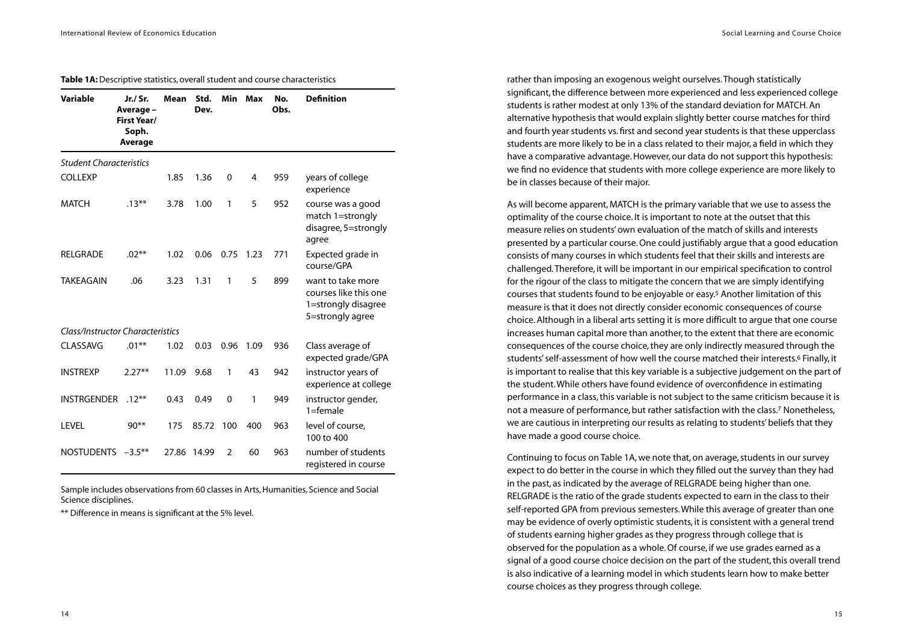**Table 1A:** Descriptive statistics, overall student and course characteristics

| Variable | Jr./ Sr. Average – First Year/ Soph. Average | Mean | Std. Dev. | Min | Max | No. Obs. | Definition |
|---|---|---|---|---|---|---|---|
| *Student Characteristics* | | | | | | | |
| COLLEXP | | 1.85 | 1.36 | 0 | 4 | 959 | years of college experience |
| MATCH | .13** | 3.78 | 1.00 | 1 | 5 | 952 | course was a good match 1=strongly disagree, 5=strongly agree |
| RELGRADE | .02** | 1.02 | 0.06 | 0.75 | 1.23 | 771 | Expected grade in course/GPA |
| TAKEAGAIN | .06 | 3.23 | 1.31 | 1 | 5 | 899 | want to take more courses like this one 1=strongly disagree 5=strongly agree |
| *Class/Instructor Characteristics* | | | | | | | |
| CLASSAVG | .01** | 1.02 | 0.03 | 0.96 | 1.09 | 936 | Class average of expected grade/GPA |
| INSTREXP | 2.27** | 11.09 | 9.68 | 1 | 43 | 942 | instructor years of experience at college |
| INSTRGENDER | .12** | 0.43 | 0.49 | 0 | 1 | 949 | instructor gender, 1=female |
| LEVEL | 90** | 175 | 85.72 | 100 | 400 | 963 | level of course, 100 to 400 |
| NOSTUDENTS | –3.5** | 27.86 | 14.99 | 2 | 60 | 963 | number of students registered in course |

Sample includes observations from 60 classes in Arts, Humanities, Science and Social Science disciplines.

** Difference in means is significant at the 5% level.

rather than imposing an exogenous weight ourselves. Though statistically significant, the difference between more experienced and less experienced college students is rather modest at only 13% of the standard deviation for MATCH. An alternative hypothesis that would explain slightly better course matches for third and fourth year students vs. first and second year students is that these upperclass students are more likely to be in a class related to their major, a field in which they have a comparative advantage. However, our data do not support this hypothesis: we find no evidence that students with more college experience are more likely to be in classes because of their major.

As will become apparent, MATCH is the primary variable that we use to assess the optimality of the course choice. It is important to note at the outset that this measure relies on students' own evaluation of the match of skills and interests presented by a particular course. One could justifiably argue that a good education consists of many courses in which students feel that their skills and interests are challenged. Therefore, it will be important in our empirical specification to control for the rigour of the class to mitigate the concern that we are simply identifying courses that students found to be enjoyable or easy.[5] Another limitation of this measure is that it does not directly consider economic consequences of course choice. Although in a liberal arts setting it is more difficult to argue that one course increases human capital more than another, to the extent that there are economic consequences of the course choice, they are only indirectly measured through the students' self-assessment of how well the course matched their interests.[6] Finally, it is important to realise that this key variable is a subjective judgement on the part of the student. While others have found evidence of overconfidence in estimating performance in a class, this variable is not subject to the same criticism because it is not a measure of performance, but rather satisfaction with the class.[7] Nonetheless, we are cautious in interpreting our results as relating to students' beliefs that they have made a good course choice.

Continuing to focus on Table 1A, we note that, on average, students in our survey expect to do better in the course in which they filled out the survey than they had in the past, as indicated by the average of RELGRADE being higher than one. RELGRADE is the ratio of the grade students expected to earn in the class to their self-reported GPA from previous semesters. While this average of greater than one may be evidence of overly optimistic students, it is consistent with a general trend of students earning higher grades as they progress through college that is observed for the population as a whole. Of course, if we use grades earned as a signal of a good course choice decision on the part of the student, this overall trend is also indicative of a learning model in which students learn how to make better course choices as they progress through college.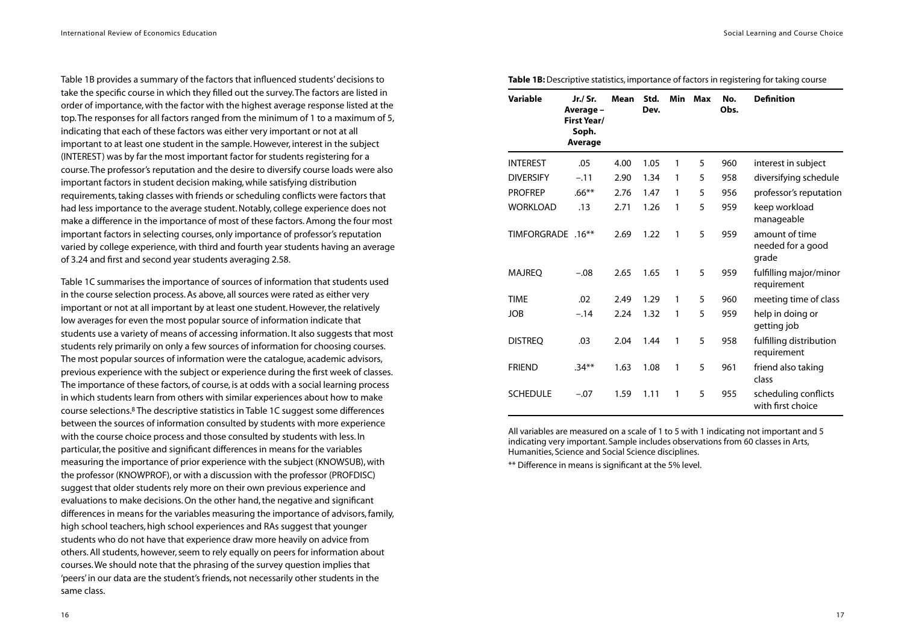Table 1B provides a summary of the factors that influenced students' decisions to take the specific course in which they filled out the survey. The factors are listed in order of importance, with the factor with the highest average response listed at the top. The responses for all factors ranged from the minimum of 1 to a maximum of 5, indicating that each of these factors was either very important or not at all important to at least one student in the sample. However, interest in the subject (INTEREST) was by far the most important factor for students registering for a course. The professor's reputation and the desire to diversify course loads were also important factors in student decision making, while satisfying distribution requirements, taking classes with friends or scheduling conflicts were factors that had less importance to the average student. Notably, college experience does not make a difference in the importance of most of these factors. Among the four most important factors in selecting courses, only importance of professor's reputation varied by college experience, with third and fourth year students having an average of 3.24 and first and second year students averaging 2.58.

Table 1C summarises the importance of sources of information that students used in the course selection process. As above, all sources were rated as either very important or not at all important by at least one student. However, the relatively low averages for even the most popular source of information indicate that students use a variety of means of accessing information. It also suggests that most students rely primarily on only a few sources of information for choosing courses. The most popular sources of information were the catalogue, academic advisors, previous experience with the subject or experience during the first week of classes. The importance of these factors, of course, is at odds with a social learning process in which students learn from others with similar experiences about how to make course selections.[8] The descriptive statistics in Table 1C suggest some differences between the sources of information consulted by students with more experience with the course choice process and those consulted by students with less. In particular, the positive and significant differences in means for the variables measuring the importance of prior experience with the subject (KNOWSUB), with the professor (KNOWPROF), or with a discussion with the professor (PROFDISC) suggest that older students rely more on their own previous experience and evaluations to make decisions. On the other hand, the negative and significant differences in means for the variables measuring the importance of advisors, family, high school teachers, high school experiences and RAs suggest that younger students who do not have that experience draw more heavily on advice from others. All students, however, seem to rely equally on peers for information about courses. We should note that the phrasing of the survey question implies that 'peers' in our data are the student's friends, not necessarily other students in the same class.

**Table 1B:** Descriptive statistics, importance of factors in registering for taking course

| Variable | Jr./ Sr. Average – First Year/ Soph. Average | Mean | Std. Dev. | Min | Max | No. Obs. | Definition |
|---|---|---|---|---|---|---|---|
| INTEREST | .05 | 4.00 | 1.05 | 1 | 5 | 960 | interest in subject |
| DIVERSIFY | –.11 | 2.90 | 1.34 | 1 | 5 | 958 | diversifying schedule |
| PROFREP | .66** | 2.76 | 1.47 | 1 | 5 | 956 | professor's reputation |
| WORKLOAD | .13 | 2.71 | 1.26 | 1 | 5 | 959 | keep workload manageable |
| TIMFORGRADE | .16** | 2.69 | 1.22 | 1 | 5 | 959 | amount of time needed for a good grade |
| MAJREQ | –.08 | 2.65 | 1.65 | 1 | 5 | 959 | fulfilling major/minor requirement |
| TIME | .02 | 2.49 | 1.29 | 1 | 5 | 960 | meeting time of class |
| JOB | –.14 | 2.24 | 1.32 | 1 | 5 | 959 | help in doing or getting job |
| DISTREQ | .03 | 2.04 | 1.44 | 1 | 5 | 958 | fulfilling distribution requirement |
| FRIEND | .34** | 1.63 | 1.08 | 1 | 5 | 961 | friend also taking class |
| SCHEDULE | –.07 | 1.59 | 1.11 | 1 | 5 | 955 | scheduling conflicts with first choice |

All variables are measured on a scale of 1 to 5 with 1 indicating not important and 5 indicating very important. Sample includes observations from 60 classes in Arts, Humanities, Science and Social Science disciplines.

** Difference in means is significant at the 5% level.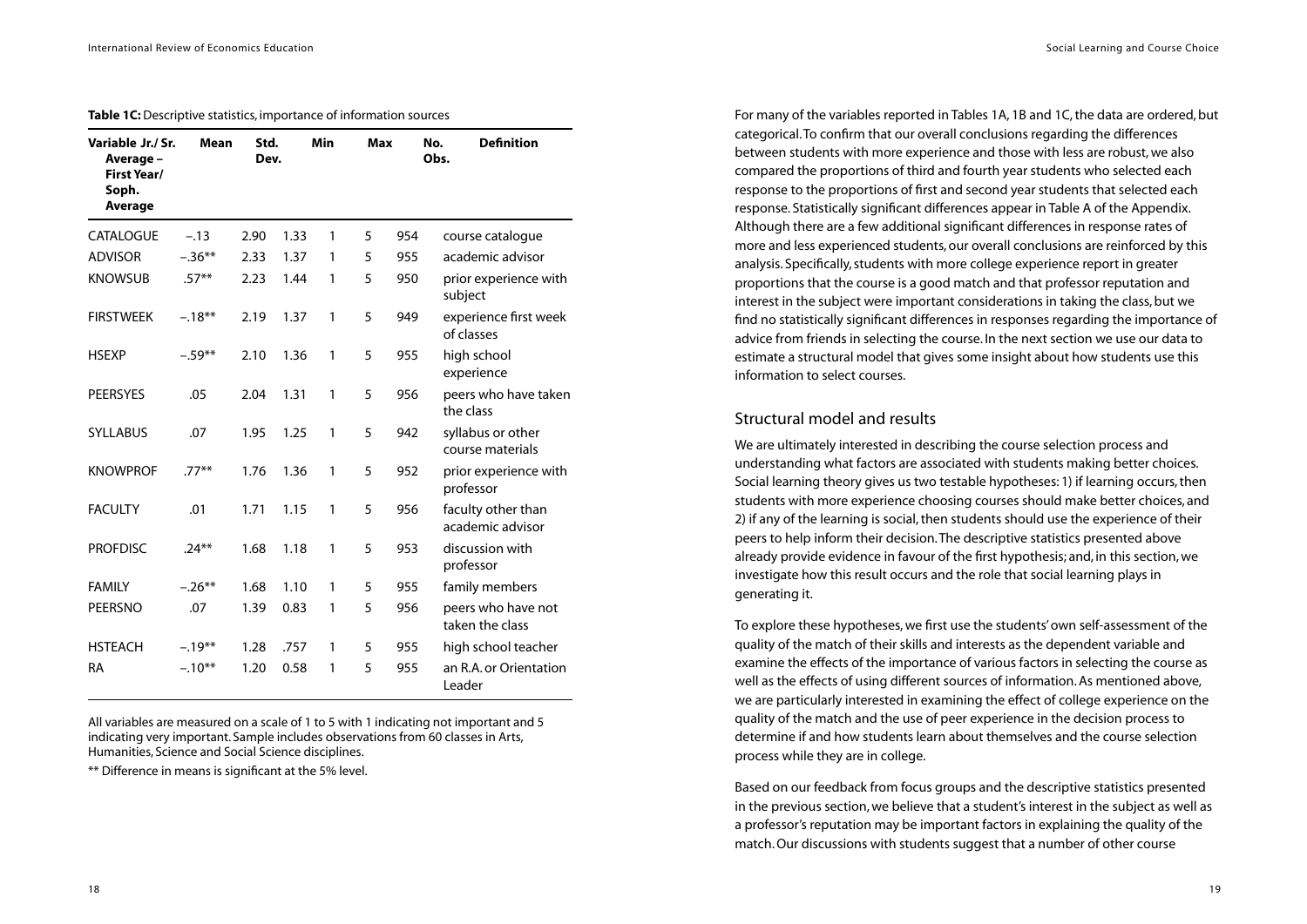**Table 1C:** Descriptive statistics, importance of information sources

| Variable | Jr./Sr. Average – First Year/Soph. Average | Mean | Std. Dev. | Min | Max | No. Obs. | Definition |
|---|---|---|---|---|---|---|---|
| CATALOGUE | –.13 | 2.90 | 1.33 | 1 | 5 | 954 | course catalogue |
| ADVISOR | –.36** | 2.33 | 1.37 | 1 | 5 | 955 | academic advisor |
| KNOWSUB | .57** | 2.23 | 1.44 | 1 | 5 | 950 | prior experience with subject |
| FIRSTWEEK | –.18** | 2.19 | 1.37 | 1 | 5 | 949 | experience first week of classes |
| HSEXP | –.59** | 2.10 | 1.36 | 1 | 5 | 955 | high school experience |
| PEERSYES | .05 | 2.04 | 1.31 | 1 | 5 | 956 | peers who have taken the class |
| SYLLABUS | .07 | 1.95 | 1.25 | 1 | 5 | 942 | syllabus or other course materials |
| KNOWPROF | .77** | 1.76 | 1.36 | 1 | 5 | 952 | prior experience with professor |
| FACULTY | .01 | 1.71 | 1.15 | 1 | 5 | 956 | faculty other than academic advisor |
| PROFDISC | .24** | 1.68 | 1.18 | 1 | 5 | 953 | discussion with professor |
| FAMILY | –.26** | 1.68 | 1.10 | 1 | 5 | 955 | family members |
| PEERSNO | .07 | 1.39 | 0.83 | 1 | 5 | 956 | peers who have not taken the class |
| HSTEACH | –.19** | 1.28 | .757 | 1 | 5 | 955 | high school teacher |
| RA | –.10** | 1.20 | 0.58 | 1 | 5 | 955 | an R.A. or Orientation Leader |

All variables are measured on a scale of 1 to 5 with 1 indicating not important and 5 indicating very important. Sample includes observations from 60 classes in Arts, Humanities, Science and Social Science disciplines.

** Difference in means is significant at the 5% level.

For many of the variables reported in Tables 1A, 1B and 1C, the data are ordered, but categorical. To confirm that our overall conclusions regarding the differences between students with more experience and those with less are robust, we also compared the proportions of third and fourth year students who selected each response to the proportions of first and second year students that selected each response. Statistically significant differences appear in Table A of the Appendix. Although there are a few additional significant differences in response rates of more and less experienced students, our overall conclusions are reinforced by this analysis. Specifically, students with more college experience report in greater proportions that the course is a good match and that professor reputation and interest in the subject were important considerations in taking the class, but we find no statistically significant differences in responses regarding the importance of advice from friends in selecting the course. In the next section we use our data to estimate a structural model that gives some insight about how students use this information to select courses.

## Structural model and results

We are ultimately interested in describing the course selection process and understanding what factors are associated with students making better choices. Social learning theory gives us two testable hypotheses: 1) if learning occurs, then students with more experience choosing courses should make better choices, and 2) if any of the learning is social, then students should use the experience of their peers to help inform their decision. The descriptive statistics presented above already provide evidence in favour of the first hypothesis; and, in this section, we investigate how this result occurs and the role that social learning plays in generating it.

To explore these hypotheses, we first use the students' own self-assessment of the quality of the match of their skills and interests as the dependent variable and examine the effects of the importance of various factors in selecting the course as well as the effects of using different sources of information. As mentioned above, we are particularly interested in examining the effect of college experience on the quality of the match and the use of peer experience in the decision process to determine if and how students learn about themselves and the course selection process while they are in college.

Based on our feedback from focus groups and the descriptive statistics presented in the previous section, we believe that a student's interest in the subject as well as a professor's reputation may be important factors in explaining the quality of the match. Our discussions with students suggest that a number of other course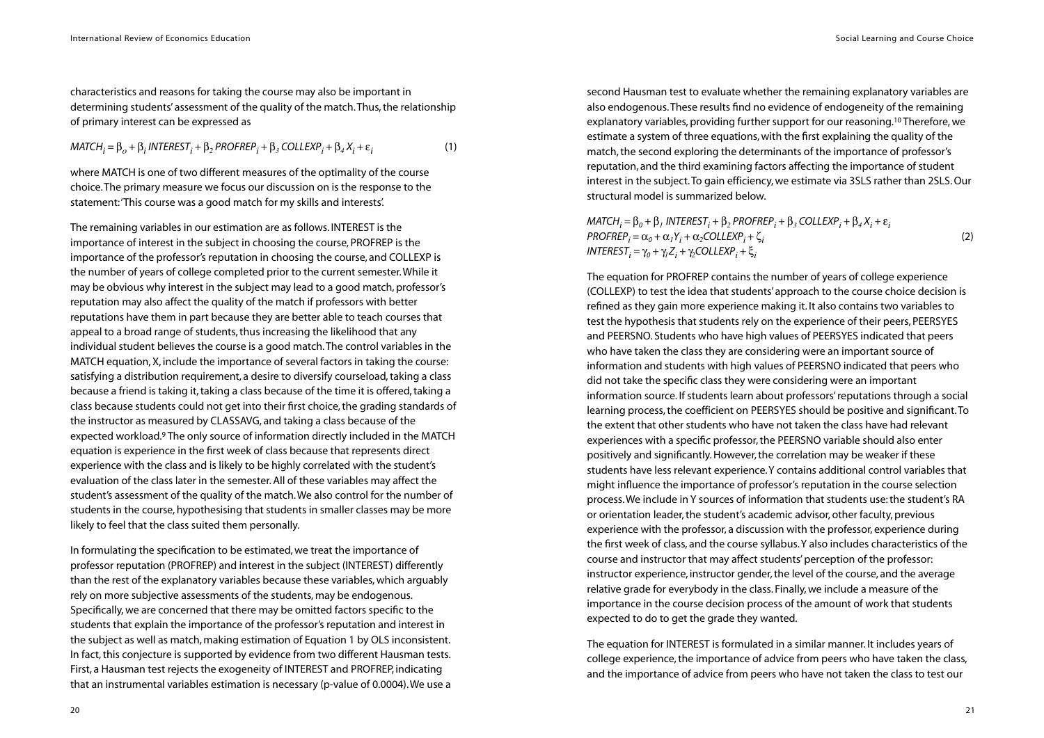characteristics and reasons for taking the course may also be important in determining students' assessment of the quality of the match. Thus, the relationship of primary interest can be expressed as

$$MATCH_i = \beta_o + \beta_I\, INTEREST_i + \beta_2\, PROFREP_i + \beta_3\, COLLEXP_i + \beta_4 X_i + \varepsilon_i \qquad (1)$$

where MATCH is one of two different measures of the optimality of the course choice. The primary measure we focus our discussion on is the response to the statement: 'This course was a good match for my skills and interests'.

The remaining variables in our estimation are as follows. INTEREST is the importance of interest in the subject in choosing the course, PROFREP is the importance of the professor's reputation in choosing the course, and COLLEXP is the number of years of college completed prior to the current semester. While it may be obvious why interest in the subject may lead to a good match, professor's reputation may also affect the quality of the match if professors with better reputations have them in part because they are better able to teach courses that appeal to a broad range of students, thus increasing the likelihood that any individual student believes the course is a good match. The control variables in the MATCH equation, X, include the importance of several factors in taking the course: satisfying a distribution requirement, a desire to diversify courseload, taking a class because a friend is taking it, taking a class because of the time it is offered, taking a class because students could not get into their first choice, the grading standards of the instructor as measured by CLASSAVG, and taking a class because of the expected workload.[9] The only source of information directly included in the MATCH equation is experience in the first week of class because that represents direct experience with the class and is likely to be highly correlated with the student's evaluation of the class later in the semester. All of these variables may affect the student's assessment of the quality of the match. We also control for the number of students in the course, hypothesising that students in smaller classes may be more likely to feel that the class suited them personally.

In formulating the specification to be estimated, we treat the importance of professor reputation (PROFREP) and interest in the subject (INTEREST) differently than the rest of the explanatory variables because these variables, which arguably rely on more subjective assessments of the students, may be endogenous. Specifically, we are concerned that there may be omitted factors specific to the students that explain the importance of the professor's reputation and interest in the subject as well as match, making estimation of Equation 1 by OLS inconsistent. In fact, this conjecture is supported by evidence from two different Hausman tests. First, a Hausman test rejects the exogeneity of INTEREST and PROFREP, indicating that an instrumental variables estimation is necessary (p-value of 0.0004). We use a second Hausman test to evaluate whether the remaining explanatory variables are also endogenous. These results find no evidence of endogeneity of the remaining explanatory variables, providing further support for our reasoning.[10] Therefore, we estimate a system of three equations, with the first explaining the quality of the match, the second exploring the determinants of the importance of professor's reputation, and the third examining factors affecting the importance of student interest in the subject. To gain efficiency, we estimate via 3SLS rather than 2SLS. Our structural model is summarized below.

$$\begin{aligned} MATCH_i &= \beta_0 + \beta_1\, INTEREST_i + \beta_2\, PROFREP_i + \beta_3\, COLLEXP_i + \beta_4 X_i + \varepsilon_i \\ PROFREP_i &= \alpha_0 + \alpha_1 Y_i + \alpha_2 COLLEXP_i + \zeta_i \\ INTEREST_i &= \gamma_0 + \gamma_1 Z_i + \gamma_2 COLLEXP_i + \xi_i \end{aligned} \qquad (2)$$

The equation for PROFREP contains the number of years of college experience (COLLEXP) to test the idea that students' approach to the course choice decision is refined as they gain more experience making it. It also contains two variables to test the hypothesis that students rely on the experience of their peers, PEERSYES and PEERSNO. Students who have high values of PEERSYES indicated that peers who have taken the class they are considering were an important source of information and students with high values of PEERSNO indicated that peers who did not take the specific class they were considering were an important information source. If students learn about professors' reputations through a social learning process, the coefficient on PEERSYES should be positive and significant. To the extent that other students who have not taken the class have had relevant experiences with a specific professor, the PEERSNO variable should also enter positively and significantly. However, the correlation may be weaker if these students have less relevant experience. Y contains additional control variables that might influence the importance of professor's reputation in the course selection process. We include in Y sources of information that students use: the student's RA or orientation leader, the student's academic advisor, other faculty, previous experience with the professor, a discussion with the professor, experience during the first week of class, and the course syllabus. Y also includes characteristics of the course and instructor that may affect students' perception of the professor: instructor experience, instructor gender, the level of the course, and the average relative grade for everybody in the class. Finally, we include a measure of the importance in the course decision process of the amount of work that students expected to do to get the grade they wanted.

The equation for INTEREST is formulated in a similar manner. It includes years of college experience, the importance of advice from peers who have taken the class, and the importance of advice from peers who have not taken the class to test our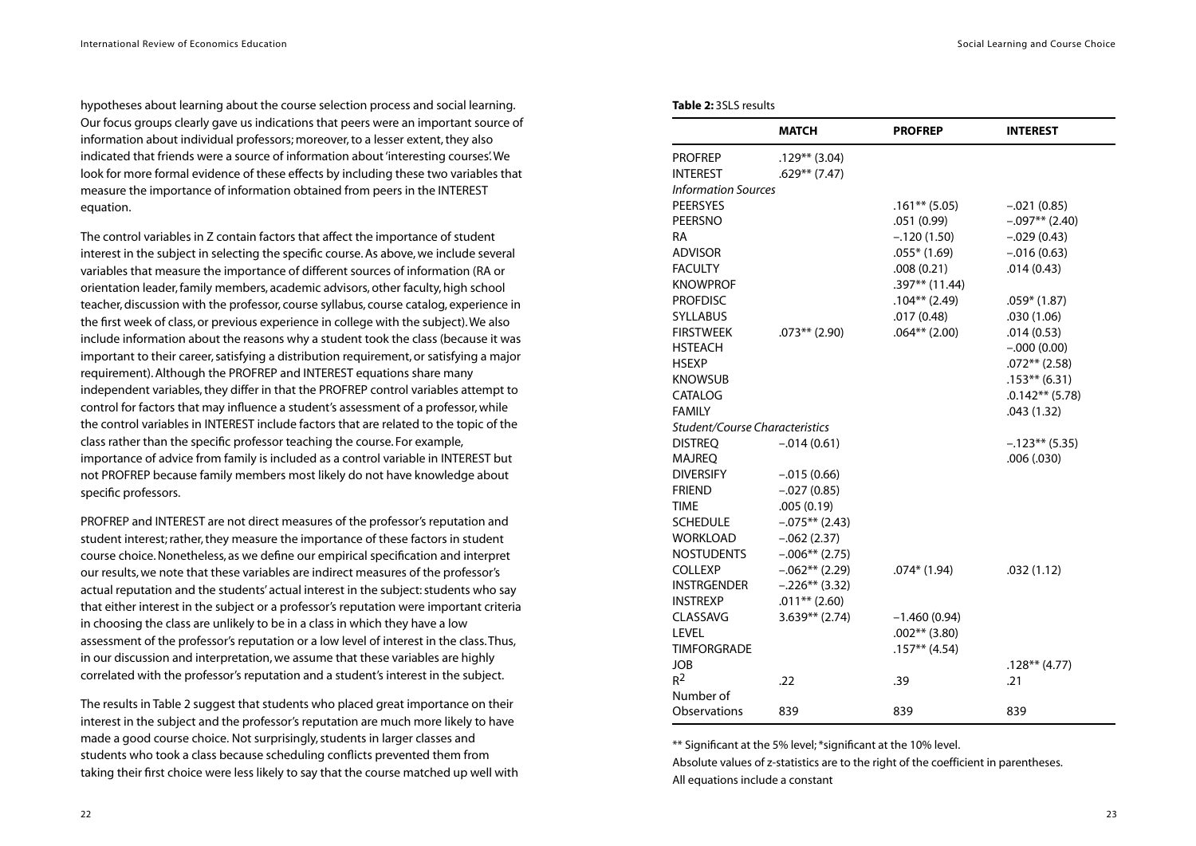hypotheses about learning about the course selection process and social learning. Our focus groups clearly gave us indications that peers were an important source of information about individual professors; moreover, to a lesser extent, they also indicated that friends were a source of information about 'interesting courses'. We look for more formal evidence of these effects by including these two variables that measure the importance of information obtained from peers in the INTEREST equation.

The control variables in Z contain factors that affect the importance of student interest in the subject in selecting the specific course. As above, we include several variables that measure the importance of different sources of information (RA or orientation leader, family members, academic advisors, other faculty, high school teacher, discussion with the professor, course syllabus, course catalog, experience in the first week of class, or previous experience in college with the subject). We also include information about the reasons why a student took the class (because it was important to their career, satisfying a distribution requirement, or satisfying a major requirement). Although the PROFREP and INTEREST equations share many independent variables, they differ in that the PROFREP control variables attempt to control for factors that may influence a student's assessment of a professor, while the control variables in INTEREST include factors that are related to the topic of the class rather than the specific professor teaching the course. For example, importance of advice from family is included as a control variable in INTEREST but not PROFREP because family members most likely do not have knowledge about specific professors.

PROFREP and INTEREST are not direct measures of the professor's reputation and student interest; rather, they measure the importance of these factors in student course choice. Nonetheless, as we define our empirical specification and interpret our results, we note that these variables are indirect measures of the professor's actual reputation and the students' actual interest in the subject: students who say that either interest in the subject or a professor's reputation were important criteria in choosing the class are unlikely to be in a class in which they have a low assessment of the professor's reputation or a low level of interest in the class. Thus, in our discussion and interpretation, we assume that these variables are highly correlated with the professor's reputation and a student's interest in the subject.

The results in Table 2 suggest that students who placed great importance on their interest in the subject and the professor's reputation are much more likely to have made a good course choice. Not surprisingly, students in larger classes and students who took a class because scheduling conflicts prevented them from taking their first choice were less likely to say that the course matched up well with

**Table 2:** 3SLS results

| | **MATCH** | **PROFREP** | **INTEREST** |
|---|---|---|---|
| PROFREP | .129** (3.04) | | |
| INTEREST | .629** (7.47) | | |
| *Information Sources* | | | |
| PEERSYES | | .161** (5.05) | –.021 (0.85) |
| PEERSNO | | .051 (0.99) | –.097** (2.40) |
| RA | | –.120 (1.50) | –.029 (0.43) |
| ADVISOR | | .055* (1.69) | –.016 (0.63) |
| FACULTY | | .008 (0.21) | .014 (0.43) |
| KNOWPROF | | .397** (11.44) | |
| PROFDISC | | .104** (2.49) | .059* (1.87) |
| SYLLABUS | | .017 (0.48) | .030 (1.06) |
| FIRSTWEEK | .073** (2.90) | .064** (2.00) | .014 (0.53) |
| HSTEACH | | | –.000 (0.00) |
| HSEXP | | | .072** (2.58) |
| KNOWSUB | | | .153** (6.31) |
| CATALOG | | | .0.142** (5.78) |
| FAMILY | | | .043 (1.32) |
| *Student/Course Characteristics* | | | |
| DISTREQ | –.014 (0.61) | | –.123** (5.35) |
| MAJREQ | | | .006 (.030) |
| DIVERSIFY | –.015 (0.66) | | |
| FRIEND | –.027 (0.85) | | |
| TIME | .005 (0.19) | | |
| SCHEDULE | –.075** (2.43) | | |
| WORKLOAD | –.062 (2.37) | | |
| NOSTUDENTS | –.006** (2.75) | | |
| COLLEXP | –.062** (2.29) | .074* (1.94) | .032 (1.12) |
| INSTRGENDER | –.226** (3.32) | | |
| INSTREXP | .011** (2.60) | | |
| CLASSAVG | 3.639** (2.74) | –1.460 (0.94) | |
| LEVEL | | .002** (3.80) | |
| TIMFORGRADE | | .157** (4.54) | |
| JOB | | | .128** (4.77) |
| $R^2$ | .22 | .39 | .21 |
| Number of Observations | 839 | 839 | 839 |

** Significant at the 5% level; * significant at the 10% level.

Absolute values of z-statistics are to the right of the coefficient in parentheses.

All equations include a constant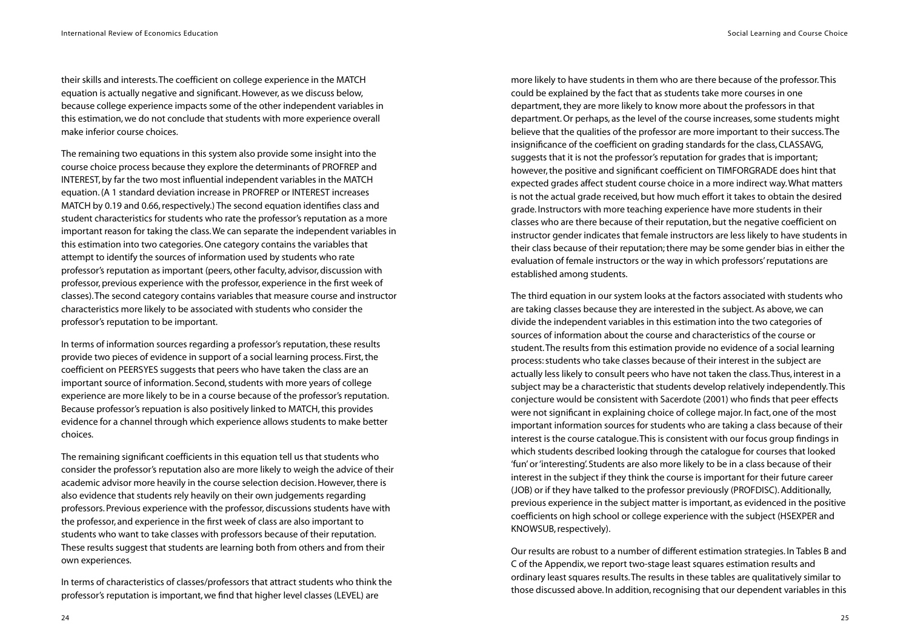their skills and interests. The coefficient on college experience in the MATCH equation is actually negative and significant. However, as we discuss below, because college experience impacts some of the other independent variables in this estimation, we do not conclude that students with more experience overall make inferior course choices.

The remaining two equations in this system also provide some insight into the course choice process because they explore the determinants of PROFREP and INTEREST, by far the two most influential independent variables in the MATCH equation. (A 1 standard deviation increase in PROFREP or INTEREST increases MATCH by 0.19 and 0.66, respectively.) The second equation identifies class and student characteristics for students who rate the professor's reputation as a more important reason for taking the class. We can separate the independent variables in this estimation into two categories. One category contains the variables that attempt to identify the sources of information used by students who rate professor's reputation as important (peers, other faculty, advisor, discussion with professor, previous experience with the professor, experience in the first week of classes). The second category contains variables that measure course and instructor characteristics more likely to be associated with students who consider the professor's reputation to be important.

In terms of information sources regarding a professor's reputation, these results provide two pieces of evidence in support of a social learning process. First, the coefficient on PEERSYES suggests that peers who have taken the class are an important source of information. Second, students with more years of college experience are more likely to be in a course because of the professor's reputation. Because professor's repuation is also positively linked to MATCH, this provides evidence for a channel through which experience allows students to make better choices.

The remaining significant coefficients in this equation tell us that students who consider the professor's reputation also are more likely to weigh the advice of their academic advisor more heavily in the course selection decision. However, there is also evidence that students rely heavily on their own judgements regarding professors. Previous experience with the professor, discussions students have with the professor, and experience in the first week of class are also important to students who want to take classes with professors because of their reputation. These results suggest that students are learning both from others and from their own experiences.

In terms of characteristics of classes/professors that attract students who think the professor's reputation is important, we find that higher level classes (LEVEL) are more likely to have students in them who are there because of the professor. This could be explained by the fact that as students take more courses in one department, they are more likely to know more about the professors in that department. Or perhaps, as the level of the course increases, some students might believe that the qualities of the professor are more important to their success. The insignificance of the coefficient on grading standards for the class, CLASSAVG, suggests that it is not the professor's reputation for grades that is important; however, the positive and significant coefficient on TIMFORGRADE does hint that expected grades affect student course choice in a more indirect way. What matters is not the actual grade received, but how much effort it takes to obtain the desired grade. Instructors with more teaching experience have more students in their classes who are there because of their reputation, but the negative coefficient on instructor gender indicates that female instructors are less likely to have students in their class because of their reputation; there may be some gender bias in either the evaluation of female instructors or the way in which professors' reputations are established among students.

The third equation in our system looks at the factors associated with students who are taking classes because they are interested in the subject. As above, we can divide the independent variables in this estimation into the two categories of sources of information about the course and characteristics of the course or student. The results from this estimation provide no evidence of a social learning process: students who take classes because of their interest in the subject are actually less likely to consult peers who have not taken the class. Thus, interest in a subject may be a characteristic that students develop relatively independently. This conjecture would be consistent with Sacerdote (2001) who finds that peer effects were not significant in explaining choice of college major. In fact, one of the most important information sources for students who are taking a class because of their interest is the course catalogue. This is consistent with our focus group findings in which students described looking through the catalogue for courses that looked 'fun' or 'interesting'. Students are also more likely to be in a class because of their interest in the subject if they think the course is important for their future career (JOB) or if they have talked to the professor previously (PROFDISC). Additionally, previous experience in the subject matter is important, as evidenced in the positive coefficients on high school or college experience with the subject (HSEXPER and KNOWSUB, respectively).

Our results are robust to a number of different estimation strategies. In Tables B and C of the Appendix, we report two-stage least squares estimation results and ordinary least squares results. The results in these tables are qualitatively similar to those discussed above. In addition, recognising that our dependent variables in this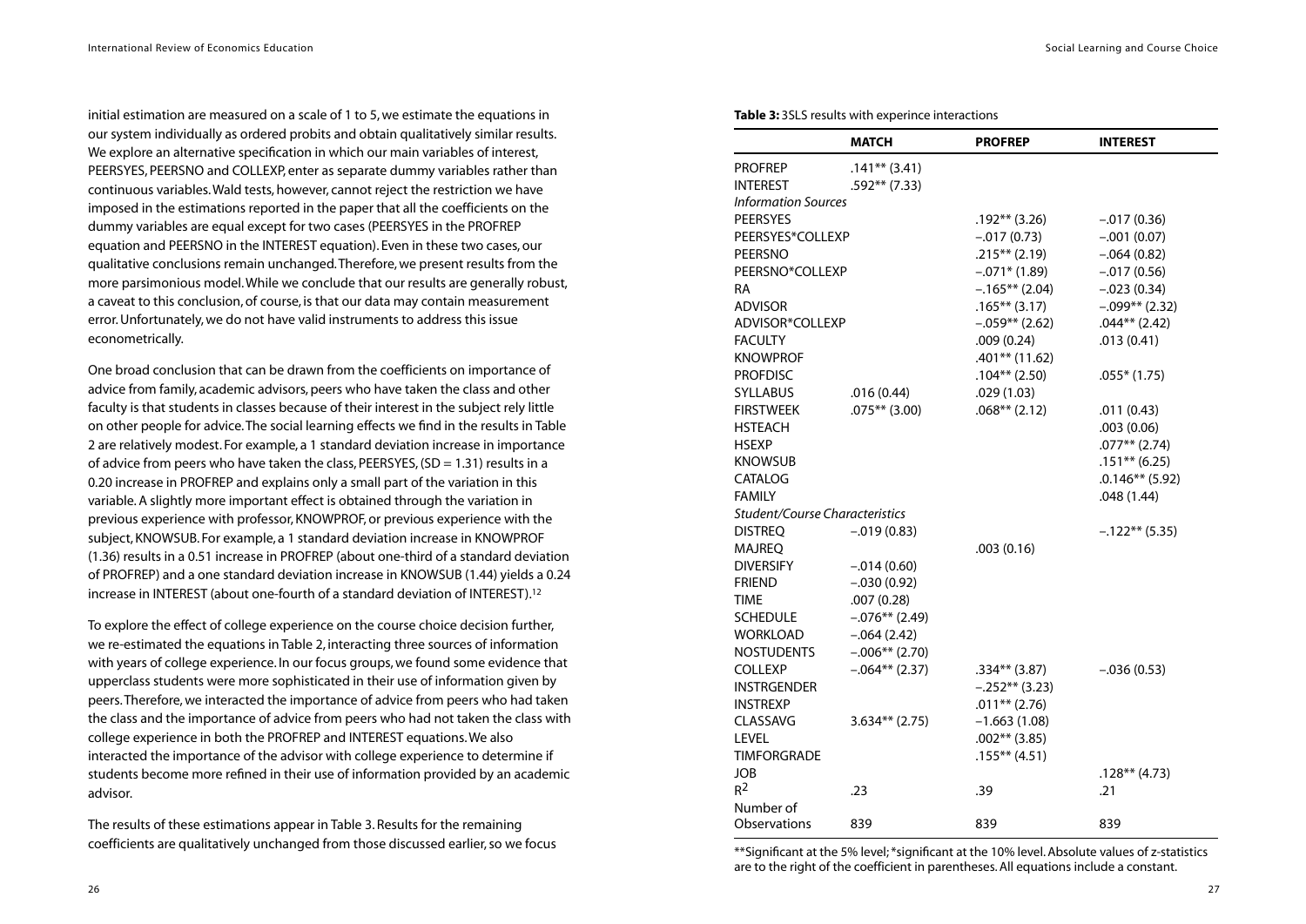initial estimation are measured on a scale of 1 to 5, we estimate the equations in our system individually as ordered probits and obtain qualitatively similar results. We explore an alternative specification in which our main variables of interest, PEERSYES, PEERSNO and COLLEXP, enter as separate dummy variables rather than continuous variables. Wald tests, however, cannot reject the restriction we have imposed in the estimations reported in the paper that all the coefficients on the dummy variables are equal except for two cases (PEERSYES in the PROFREP equation and PEERSNO in the INTEREST equation). Even in these two cases, our qualitative conclusions remain unchanged. Therefore, we present results from the more parsimonious model. While we conclude that our results are generally robust, a caveat to this conclusion, of course, is that our data may contain measurement error. Unfortunately, we do not have valid instruments to address this issue econometrically.

One broad conclusion that can be drawn from the coefficients on importance of advice from family, academic advisors, peers who have taken the class and other faculty is that students in classes because of their interest in the subject rely little on other people for advice. The social learning effects we find in the results in Table 2 are relatively modest. For example, a 1 standard deviation increase in importance of advice from peers who have taken the class, PEERSYES, (SD = 1.31) results in a 0.20 increase in PROFREP and explains only a small part of the variation in this variable. A slightly more important effect is obtained through the variation in previous experience with professor, KNOWPROF, or previous experience with the subject, KNOWSUB. For example, a 1 standard deviation increase in KNOWPROF (1.36) results in a 0.51 increase in PROFREP (about one-third of a standard deviation of PROFREP) and a one standard deviation increase in KNOWSUB (1.44) yields a 0.24 increase in INTEREST (about one-fourth of a standard deviation of INTEREST).[12]

To explore the effect of college experience on the course choice decision further, we re-estimated the equations in Table 2, interacting three sources of information with years of college experience. In our focus groups, we found some evidence that upperclass students were more sophisticated in their use of information given by peers. Therefore, we interacted the importance of advice from peers who had taken the class and the importance of advice from peers who had not taken the class with college experience in both the PROFREP and INTEREST equations. We also interacted the importance of the advisor with college experience to determine if students become more refined in their use of information provided by an academic advisor.

The results of these estimations appear in Table 3. Results for the remaining coefficients are qualitatively unchanged from those discussed earlier, so we focus

**Table 3:** 3SLS results with experince interactions

| | **MATCH** | **PROFREP** | **INTEREST** |
|---|---|---|---|
| PROFREP | .141** (3.41) | | |
| INTEREST | .592** (7.33) | | |
| *Information Sources* | | | |
| PEERSYES | | .192** (3.26) | –.017 (0.36) |
| PEERSYES*COLLEXP | | –.017 (0.73) | –.001 (0.07) |
| PEERSNO | | .215** (2.19) | –.064 (0.82) |
| PEERSNO*COLLEXP | | –.071* (1.89) | –.017 (0.56) |
| RA | | –.165** (2.04) | –.023 (0.34) |
| ADVISOR | | .165** (3.17) | –.099** (2.32) |
| ADVISOR*COLLEXP | | –.059** (2.62) | .044** (2.42) |
| FACULTY | | .009 (0.24) | .013 (0.41) |
| KNOWPROF | | .401** (11.62) | |
| PROFDISC | | .104** (2.50) | .055* (1.75) |
| SYLLABUS | .016 (0.44) | .029 (1.03) | |
| FIRSTWEEK | .075** (3.00) | .068** (2.12) | .011 (0.43) |
| HSTEACH | | | .003 (0.06) |
| HSEXP | | | .077** (2.74) |
| KNOWSUB | | | .151** (6.25) |
| CATALOG | | | .0.146** (5.92) |
| FAMILY | | | .048 (1.44) |
| *Student/Course Characteristics* | | | |
| DISTREQ | –.019 (0.83) | | –.122** (5.35) |
| MAJREQ | | .003 (0.16) | |
| DIVERSIFY | –.014 (0.60) | | |
| FRIEND | –.030 (0.92) | | |
| TIME | .007 (0.28) | | |
| SCHEDULE | –.076** (2.49) | | |
| WORKLOAD | –.064 (2.42) | | |
| NOSTUDENTS | –.006** (2.70) | | |
| COLLEXP | –.064** (2.37) | .334** (3.87) | –.036 (0.53) |
| INSTRGENDER | | –.252** (3.23) | |
| INSTREXP | | .011** (2.76) | |
| CLASSAVG | 3.634** (2.75) | –1.663 (1.08) | |
| LEVEL | | .002** (3.85) | |
| TIMFORGRADE | | .155** (4.51) | |
| JOB | | | .128** (4.73) |
| $R^2$ | .23 | .39 | .21 |
| Number of Observations | 839 | 839 | 839 |

**Significant at the 5% level; *significant at the 10% level. Absolute values of z-statistics are to the right of the coefficient in parentheses. All equations include a constant.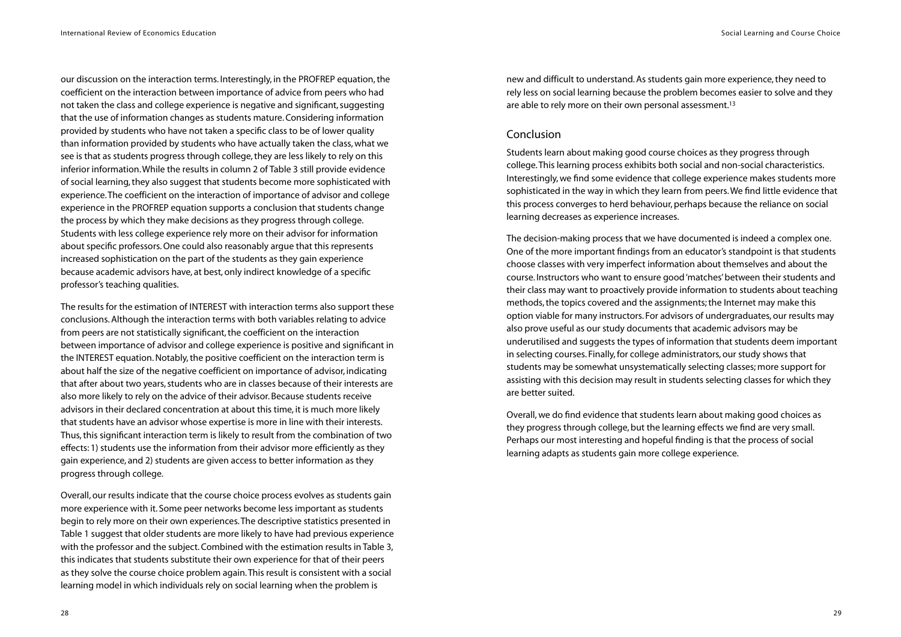our discussion on the interaction terms. Interestingly, in the PROFREP equation, the coefficient on the interaction between importance of advice from peers who had not taken the class and college experience is negative and significant, suggesting that the use of information changes as students mature. Considering information provided by students who have not taken a specific class to be of lower quality than information provided by students who have actually taken the class, what we see is that as students progress through college, they are less likely to rely on this inferior information. While the results in column 2 of Table 3 still provide evidence of social learning, they also suggest that students become more sophisticated with experience. The coefficient on the interaction of importance of advisor and college experience in the PROFREP equation supports a conclusion that students change the process by which they make decisions as they progress through college. Students with less college experience rely more on their advisor for information about specific professors. One could also reasonably argue that this represents increased sophistication on the part of the students as they gain experience because academic advisors have, at best, only indirect knowledge of a specific professor's teaching qualities.

The results for the estimation of INTEREST with interaction terms also support these conclusions. Although the interaction terms with both variables relating to advice from peers are not statistically significant, the coefficient on the interaction between importance of advisor and college experience is positive and significant in the INTEREST equation. Notably, the positive coefficient on the interaction term is about half the size of the negative coefficient on importance of advisor, indicating that after about two years, students who are in classes because of their interests are also more likely to rely on the advice of their advisor. Because students receive advisors in their declared concentration at about this time, it is much more likely that students have an advisor whose expertise is more in line with their interests. Thus, this significant interaction term is likely to result from the combination of two effects: 1) students use the information from their advisor more efficiently as they gain experience, and 2) students are given access to better information as they progress through college.

Overall, our results indicate that the course choice process evolves as students gain more experience with it. Some peer networks become less important as students begin to rely more on their own experiences. The descriptive statistics presented in Table 1 suggest that older students are more likely to have had previous experience with the professor and the subject. Combined with the estimation results in Table 3, this indicates that students substitute their own experience for that of their peers as they solve the course choice problem again. This result is consistent with a social learning model in which individuals rely on social learning when the problem is new and difficult to understand. As students gain more experience, they need to rely less on social learning because the problem becomes easier to solve and they are able to rely more on their own personal assessment.[13]

## Conclusion

Students learn about making good course choices as they progress through college. This learning process exhibits both social and non-social characteristics. Interestingly, we find some evidence that college experience makes students more sophisticated in the way in which they learn from peers. We find little evidence that this process converges to herd behaviour, perhaps because the reliance on social learning decreases as experience increases.

The decision-making process that we have documented is indeed a complex one. One of the more important findings from an educator's standpoint is that students choose classes with very imperfect information about themselves and about the course. Instructors who want to ensure good 'matches' between their students and their class may want to proactively provide information to students about teaching methods, the topics covered and the assignments; the Internet may make this option viable for many instructors. For advisors of undergraduates, our results may also prove useful as our study documents that academic advisors may be underutilised and suggests the types of information that students deem important in selecting courses. Finally, for college administrators, our study shows that students may be somewhat unsystematically selecting classes; more support for assisting with this decision may result in students selecting classes for which they are better suited.

Overall, we do find evidence that students learn about making good choices as they progress through college, but the learning effects we find are very small. Perhaps our most interesting and hopeful finding is that the process of social learning adapts as students gain more college experience.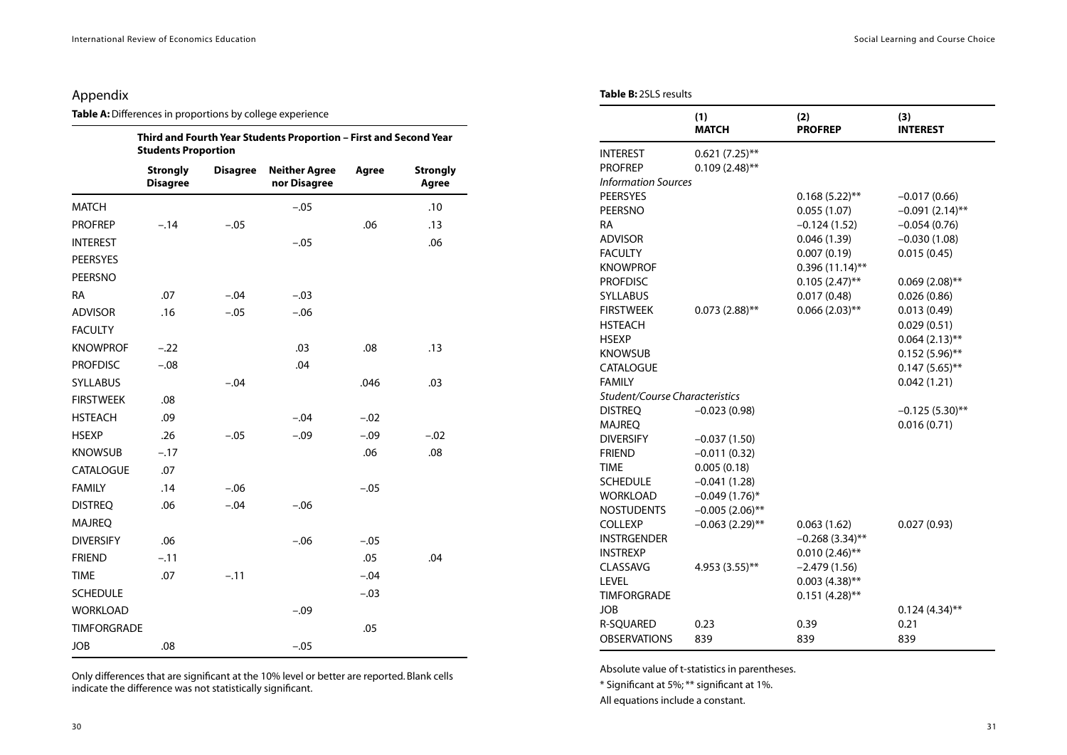## Appendix

**Table A:** Differences in proportions by college experience

| | Third and Fourth Year Students Proportion – First and Second Year Students Proportion | | | | |
|---|---|---|---|---|---|
| | **Strongly Disagree** | **Disagree** | **Neither Agree nor Disagree** | **Agree** | **Strongly Agree** |
| MATCH | | | −.05 | | .10 |
| PROFREP | −.14 | −.05 | | .06 | .13 |
| INTEREST | | | −.05 | | .06 |
| PEERSYES | | | | | |
| PEERSNO | | | | | |
| RA | .07 | −.04 | −.03 | | |
| ADVISOR | .16 | −.05 | −.06 | | |
| FACULTY | | | | | |
| KNOWPROF | −.22 | | .03 | .08 | .13 |
| PROFDISC | −.08 | | .04 | | |
| SYLLABUS | | −.04 | | .046 | .03 |
| FIRSTWEEK | .08 | | | | |
| HSTEACH | .09 | | −.04 | −.02 | |
| HSEXP | .26 | −.05 | −.09 | −.09 | −.02 |
| KNOWSUB | −.17 | | | .06 | .08 |
| CATALOGUE | .07 | | | | |
| FAMILY | .14 | −.06 | | −.05 | |
| DISTREQ | .06 | −.04 | −.06 | | |
| MAJREQ | | | | | |
| DIVERSIFY | .06 | | −.06 | −.05 | |
| FRIEND | −.11 | | | .05 | .04 |
| TIME | .07 | −.11 | | −.04 | |
| SCHEDULE | | | | −.03 | |
| WORKLOAD | | | −.09 | | |
| TIMFORGRADE | | | | .05 | |
| JOB | .08 | | −.05 | | |

Only differences that are significant at the 10% level or better are reported. Blank cells indicate the difference was not statistically significant.

**Table B:** 2SLS results

| | (1) **MATCH** | (2) **PROFREP** | (3) **INTEREST** |
|---|---|---|---|
| INTEREST | 0.621 (7.25)** | | |
| PROFREP | 0.109 (2.48)** | | |
| *Information Sources* | | | |
| PEERSYES | | 0.168 (5.22)** | −0.017 (0.66) |
| PEERSNO | | 0.055 (1.07) | −0.091 (2.14)** |
| RA | | −0.124 (1.52) | −0.054 (0.76) |
| ADVISOR | | 0.046 (1.39) | −0.030 (1.08) |
| FACULTY | | 0.007 (0.19) | 0.015 (0.45) |
| KNOWPROF | | 0.396 (11.14)** | |
| PROFDISC | | 0.105 (2.47)** | 0.069 (2.08)** |
| SYLLABUS | | 0.017 (0.48) | 0.026 (0.86) |
| FIRSTWEEK | 0.073 (2.88)** | 0.066 (2.03)** | 0.013 (0.49) |
| HSTEACH | | | 0.029 (0.51) |
| HSEXP | | | 0.064 (2.13)** |
| KNOWSUB | | | 0.152 (5.96)** |
| CATALOGUE | | | 0.147 (5.65)** |
| FAMILY | | | 0.042 (1.21) |
| *Student/Course Characteristics* | | | |
| DISTREQ | −0.023 (0.98) | | −0.125 (5.30)** |
| MAJREQ | | | 0.016 (0.71) |
| DIVERSIFY | −0.037 (1.50) | | |
| FRIEND | −0.011 (0.32) | | |
| TIME | 0.005 (0.18) | | |
| SCHEDULE | −0.041 (1.28) | | |
| WORKLOAD | −0.049 (1.76)* | | |
| NOSTUDENTS | −0.005 (2.06)** | | |
| COLLEXP | −0.063 (2.29)** | 0.063 (1.62) | 0.027 (0.93) |
| INSTRGENDER | | −0.268 (3.34)** | |
| INSTREXP | | 0.010 (2.46)** | |
| CLASSAVG | 4.953 (3.55)** | −2.479 (1.56) | |
| LEVEL | | 0.003 (4.38)** | |
| TIMFORGRADE | | 0.151 (4.28)** | |
| JOB | | | 0.124 (4.34)** |
| R-SQUARED | 0.23 | 0.39 | 0.21 |
| OBSERVATIONS | 839 | 839 | 839 |

Absolute value of t-statistics in parentheses.

* Significant at 5%; ** significant at 1%.

All equations include a constant.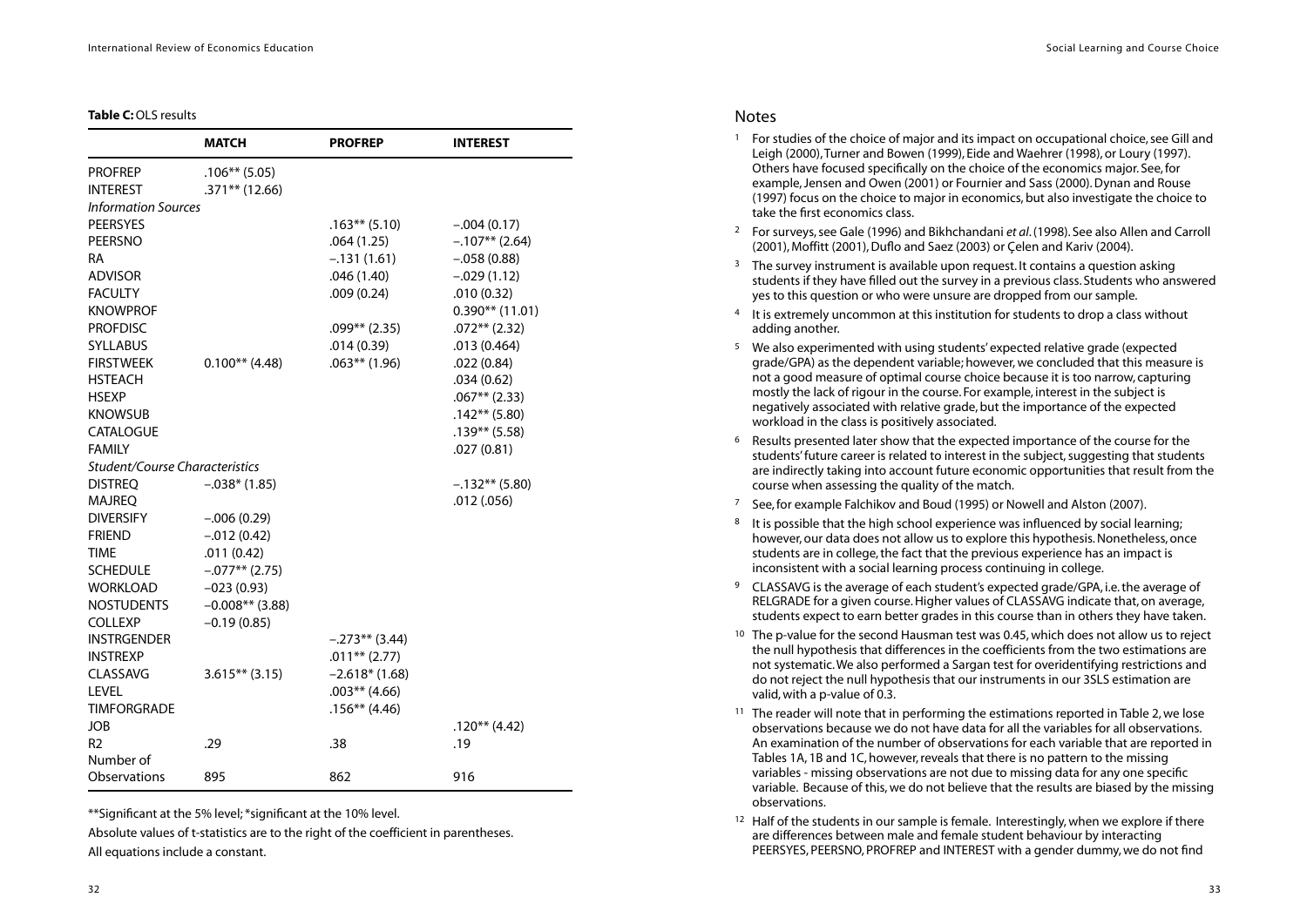**Table C:** OLS results

| | MATCH | PROFREP | INTEREST |
|---|---|---|---|
| PROFREP | .106** (5.05) | | |
| INTEREST | .371** (12.66) | | |
| *Information Sources* | | | |
| PEERSYES | | .163** (5.10) | –.004 (0.17) |
| PEERSNO | | .064 (1.25) | –.107** (2.64) |
| RA | | –.131 (1.61) | –.058 (0.88) |
| ADVISOR | | .046 (1.40) | –.029 (1.12) |
| FACULTY | | .009 (0.24) | .010 (0.32) |
| KNOWPROF | | | 0.390** (11.01) |
| PROFDISC | | .099** (2.35) | .072** (2.32) |
| SYLLABUS | | .014 (0.39) | .013 (0.464) |
| FIRSTWEEK | 0.100** (4.48) | .063** (1.96) | .022 (0.84) |
| HSTEACH | | | .034 (0.62) |
| HSEXP | | | .067** (2.33) |
| KNOWSUB | | | .142** (5.80) |
| CATALOGUE | | | .139** (5.58) |
| FAMILY | | | .027 (0.81) |
| *Student/Course Characteristics* | | | |
| DISTREQ | –.038* (1.85) | | –.132** (5.80) |
| MAJREQ | | | .012 (.056) |
| DIVERSIFY | –.006 (0.29) | | |
| FRIEND | –.012 (0.42) | | |
| TIME | .011 (0.42) | | |
| SCHEDULE | –.077** (2.75) | | |
| WORKLOAD | –023 (0.93) | | |
| NOSTUDENTS | –0.008** (3.88) | | |
| COLLEXP | –0.19 (0.85) | | |
| INSTRGENDER | | –.273** (3.44) | |
| INSTREXP | | .011** (2.77) | |
| CLASSAVG | 3.615** (3.15) | –2.618* (1.68) | |
| LEVEL | | .003** (4.66) | |
| TIMFORGRADE | | .156** (4.46) | |
| JOB | | | .120** (4.42) |
| R2 | .29 | .38 | .19 |
| Number of Observations | 895 | 862 | 916 |

**Significant at the 5% level; *significant at the 10% level.

Absolute values of t-statistics are to the right of the coefficient in parentheses.

All equations include a constant.

## Notes

1. For studies of the choice of major and its impact on occupational choice, see Gill and Leigh (2000), Turner and Bowen (1999), Eide and Waehrer (1998), or Loury (1997). Others have focused specifically on the choice of the economics major. See, for example, Jensen and Owen (2001) or Fournier and Sass (2000). Dynan and Rouse (1997) focus on the choice to major in economics, but also investigate the choice to take the first economics class.
2. For surveys, see Gale (1996) and Bikhchandani *et al*. (1998). See also Allen and Carroll (2001), Moffitt (2001), Duflo and Saez (2003) or Çelen and Kariv (2004).
3. The survey instrument is available upon request. It contains a question asking students if they have filled out the survey in a previous class. Students who answered yes to this question or who were unsure are dropped from our sample.
4. It is extremely uncommon at this institution for students to drop a class without adding another.
5. We also experimented with using students' expected relative grade (expected grade/GPA) as the dependent variable; however, we concluded that this measure is not a good measure of optimal course choice because it is too narrow, capturing mostly the lack of rigour in the course. For example, interest in the subject is negatively associated with relative grade, but the importance of the expected workload in the class is positively associated.
6. Results presented later show that the expected importance of the course for the students' future career is related to interest in the subject, suggesting that students are indirectly taking into account future economic opportunities that result from the course when assessing the quality of the match.
7. See, for example Falchikov and Boud (1995) or Nowell and Alston (2007).
8. It is possible that the high school experience was influenced by social learning; however, our data does not allow us to explore this hypothesis. Nonetheless, once students are in college, the fact that the previous experience has an impact is inconsistent with a social learning process continuing in college.
9. CLASSAVG is the average of each student's expected grade/GPA, i.e. the average of RELGRADE for a given course. Higher values of CLASSAVG indicate that, on average, students expect to earn better grades in this course than in others they have taken.
10. The p-value for the second Hausman test was 0.45, which does not allow us to reject the null hypothesis that differences in the coefficients from the two estimations are not systematic. We also performed a Sargan test for overidentifying restrictions and do not reject the null hypothesis that our instruments in our 3SLS estimation are valid, with a p-value of 0.3.
11. The reader will note that in performing the estimations reported in Table 2, we lose observations because we do not have data for all the variables for all observations. An examination of the number of observations for each variable that are reported in Tables 1A, 1B and 1C, however, reveals that there is no pattern to the missing variables - missing observations are not due to missing data for any one specific variable. Because of this, we do not believe that the results are biased by the missing observations.
12. Half of the students in our sample is female. Interestingly, when we explore if there are differences between male and female student behaviour by interacting PEERSYES, PEERSNO, PROFREP and INTEREST with a gender dummy, we do not find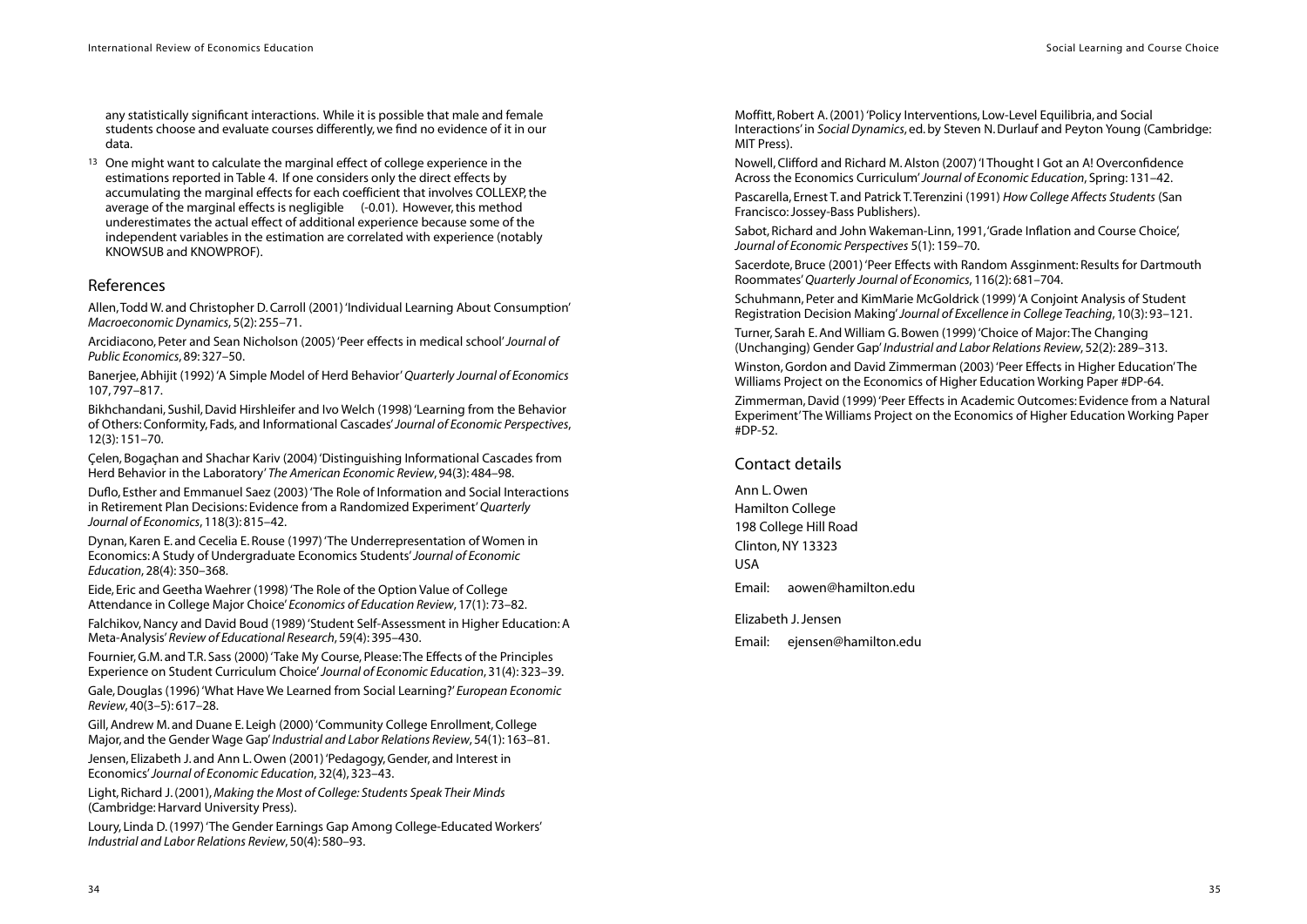any statistically significant interactions. While it is possible that male and female students choose and evaluate courses differently, we find no evidence of it in our data.

[13] One might want to calculate the marginal effect of college experience in the estimations reported in Table 4. If one considers only the direct effects by accumulating the marginal effects for each coefficient that involves COLLEXP, the average of the marginal effects is negligible (-0.01). However, this method underestimates the actual effect of additional experience because some of the independent variables in the estimation are correlated with experience (notably KNOWSUB and KNOWPROF).

## References

Allen, Todd W. and Christopher D. Carroll (2001) 'Individual Learning About Consumption' *Macroeconomic Dynamics*, 5(2): 255–71.

Arcidiacono, Peter and Sean Nicholson (2005) 'Peer effects in medical school' *Journal of Public Economics*, 89: 327–50.

Banerjee, Abhijit (1992) 'A Simple Model of Herd Behavior' *Quarterly Journal of Economics* 107, 797–817.

Bikhchandani, Sushil, David Hirshleifer and Ivo Welch (1998) 'Learning from the Behavior of Others: Conformity, Fads, and Informational Cascades' *Journal of Economic Perspectives*, 12(3): 151–70.

Çelen, Bogaçhan and Shachar Kariv (2004) 'Distinguishing Informational Cascades from Herd Behavior in the Laboratory' *The American Economic Review*, 94(3): 484–98.

Duflo, Esther and Emmanuel Saez (2003) 'The Role of Information and Social Interactions in Retirement Plan Decisions: Evidence from a Randomized Experiment' *Quarterly Journal of Economics*, 118(3): 815–42.

Dynan, Karen E. and Cecelia E. Rouse (1997) 'The Underrepresentation of Women in Economics: A Study of Undergraduate Economics Students' *Journal of Economic Education*, 28(4): 350–368.

Eide, Eric and Geetha Waehrer (1998) 'The Role of the Option Value of College Attendance in College Major Choice' *Economics of Education Review*, 17(1): 73–82.

Falchikov, Nancy and David Boud (1989) 'Student Self-Assessment in Higher Education: A Meta-Analysis' *Review of Educational Research*, 59(4): 395–430.

Fournier, G.M. and T.R. Sass (2000) 'Take My Course, Please: The Effects of the Principles Experience on Student Curriculum Choice' *Journal of Economic Education*, 31(4): 323–39.

Gale, Douglas (1996) 'What Have We Learned from Social Learning?' *European Economic Review*, 40(3–5): 617–28.

Gill, Andrew M. and Duane E. Leigh (2000) 'Community College Enrollment, College Major, and the Gender Wage Gap' *Industrial and Labor Relations Review*, 54(1): 163–81.

Jensen, Elizabeth J. and Ann L. Owen (2001) 'Pedagogy, Gender, and Interest in Economics' *Journal of Economic Education*, 32(4), 323–43.

Light, Richard J. (2001), *Making the Most of College: Students Speak Their Minds* (Cambridge: Harvard University Press).

Loury, Linda D. (1997) 'The Gender Earnings Gap Among College-Educated Workers' *Industrial and Labor Relations Review*, 50(4): 580–93.

Moffitt, Robert A. (2001) 'Policy Interventions, Low-Level Equilibria, and Social Interactions' in *Social Dynamics*, ed. by Steven N. Durlauf and Peyton Young (Cambridge: MIT Press).

Nowell, Clifford and Richard M. Alston (2007) 'I Thought I Got an A! Overconfidence Across the Economics Curriculum' *Journal of Economic Education*, Spring: 131–42.

Pascarella, Ernest T. and Patrick T. Terenzini (1991) *How College Affects Students* (San Francisco: Jossey-Bass Publishers).

Sabot, Richard and John Wakeman-Linn, 1991, 'Grade Inflation and Course Choice', *Journal of Economic Perspectives* 5(1): 159–70.

Sacerdote, Bruce (2001) 'Peer Effects with Random Assginment: Results for Dartmouth Roommates' *Quarterly Journal of Economics*, 116(2): 681–704.

Schuhmann, Peter and KimMarie McGoldrick (1999) 'A Conjoint Analysis of Student Registration Decision Making' *Journal of Excellence in College Teaching*, 10(3): 93–121.

Turner, Sarah E. And William G. Bowen (1999) 'Choice of Major: The Changing (Unchanging) Gender Gap' *Industrial and Labor Relations Review*, 52(2): 289–313.

Winston, Gordon and David Zimmerman (2003) 'Peer Effects in Higher Education' The Williams Project on the Economics of Higher Education Working Paper #DP-64.

Zimmerman, David (1999) 'Peer Effects in Academic Outcomes: Evidence from a Natural Experiment' The Williams Project on the Economics of Higher Education Working Paper #DP-52.

## Contact details

Ann L. Owen
Hamilton College
198 College Hill Road
Clinton, NY 13323
USA

Email: aowen@hamilton.edu

Elizabeth J. Jensen

Email: ejensen@hamilton.edu